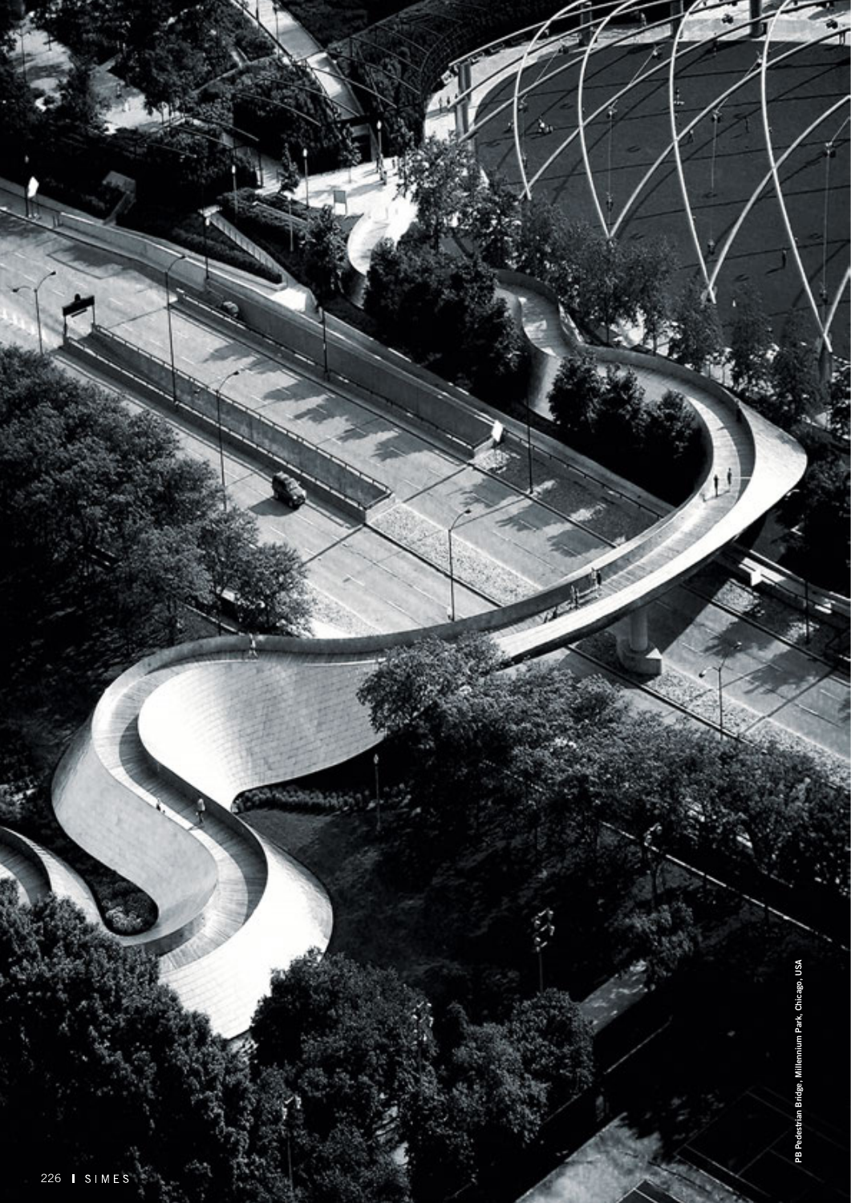PB Pedestrian Bridge, Millennium Park, Chicago, USA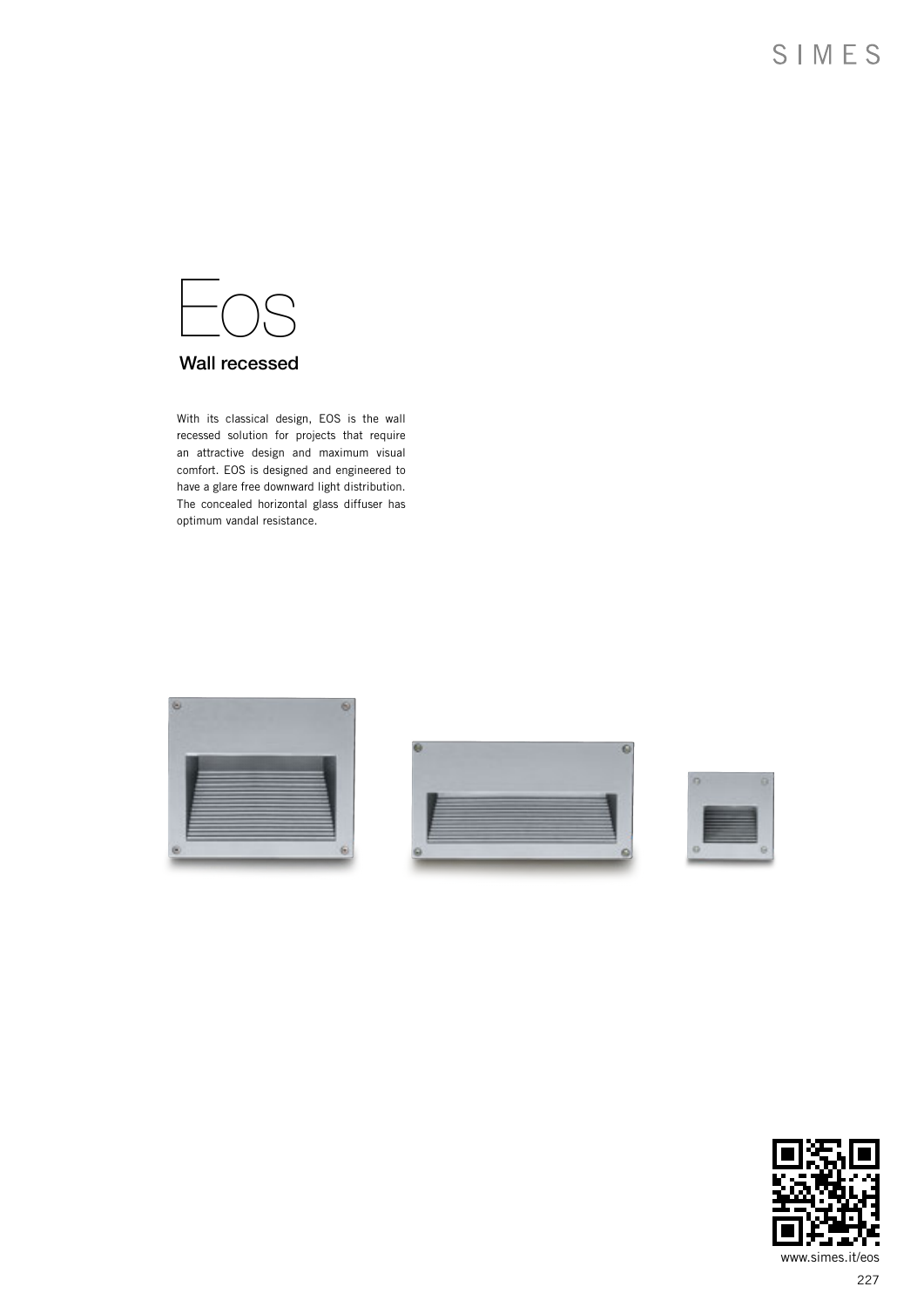# Eos

## Wall recessed

With its classical design, EOS is the wall recessed solution for projects that require an attractive design and maximum visual comfort. EOS is designed and engineered to have a glare free downward light distribution. The concealed horizontal glass diffuser has optimum vandal resistance.

www.simes.it/eos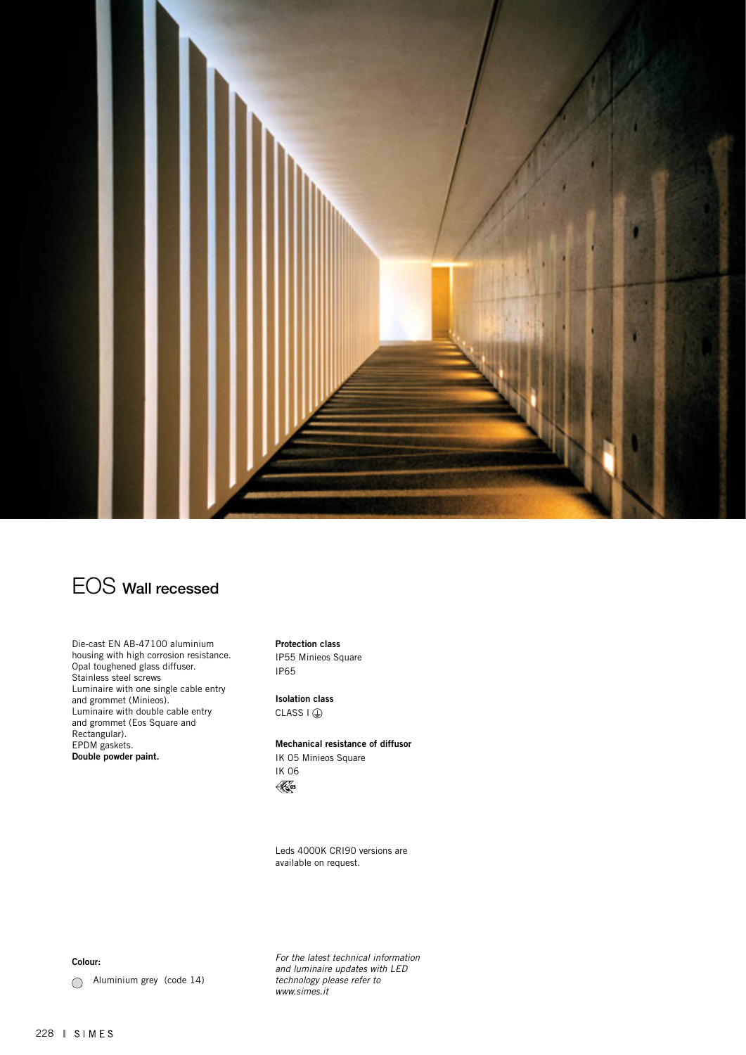# EOS Wall recessed

Die-cast EN AB-47100 aluminium housing with high corrosion resistance.
Opal toughened glass diffuser.
Stainless steel screws
Luminaire with one single cable entry and grommet (Minieos).
Luminaire with double cable entry and grommet (Eos Square and Rectangular).
EPDM gaskets.
**Double powder paint.**

**Protection class**
IP55 Minieos Square
IP65

**Isolation class**
CLASS I ⏚

**Mechanical resistance of diffusor**
IK 05 Minieos Square
IK 06

Leds 4000K CRI90 versions are available on request.

**Colour:**

◯ Aluminium grey (code 14)

*For the latest technical information and luminaire updates with LED technology please refer to www.simes.it*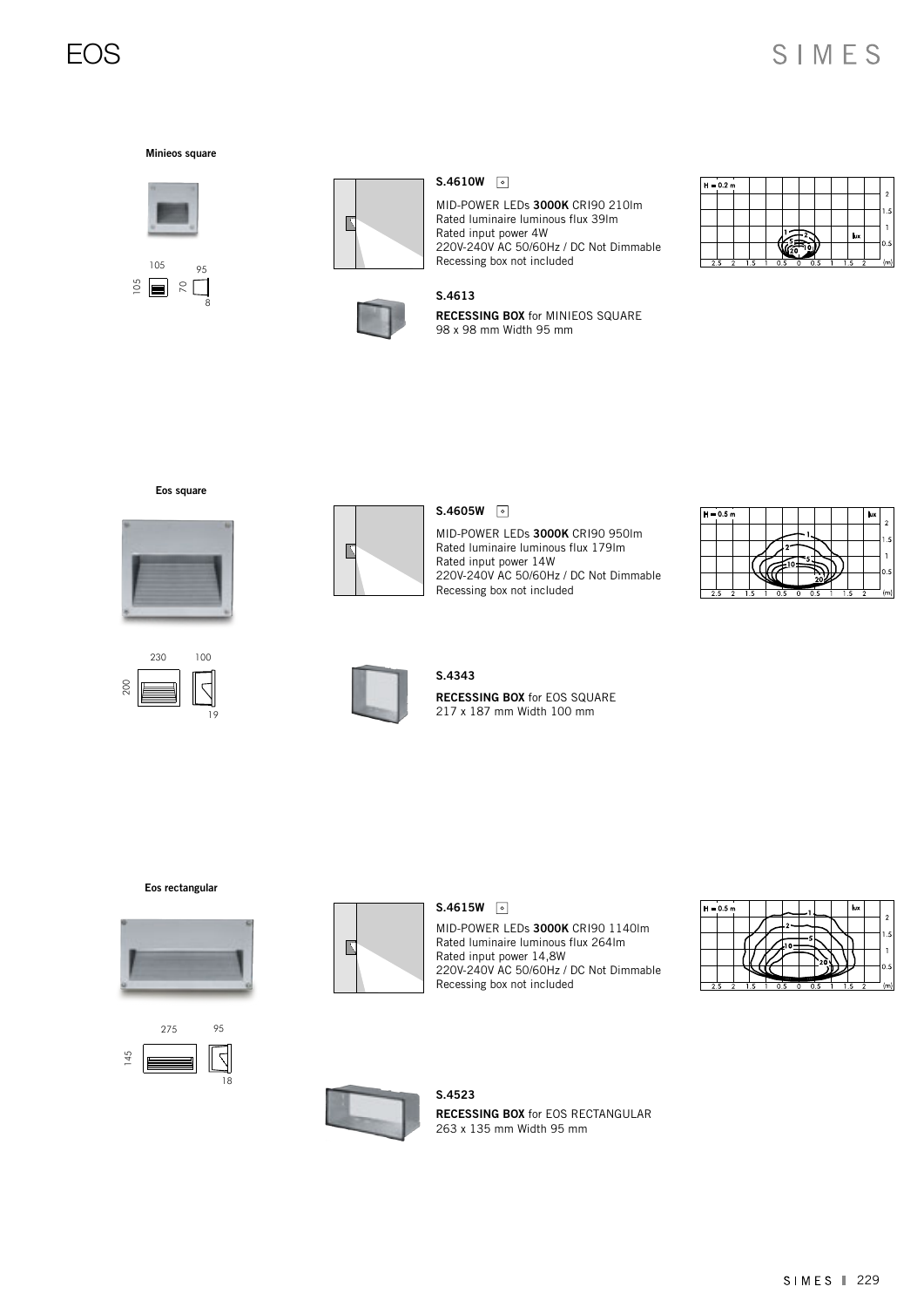# EOS

## Minieos square

105
105
70
95
8

**S.4610W**

MID-POWER LEDs **3000K** CRI90 210lm
Rated luminaire luminous flux 39lm
Rated input power 4W
220V-240V AC 50/60Hz / DC Not Dimmable
Recessing box not included

H = 0.2 m
lux
2.5 2 1.5 1 0.5 0 0.5 1 1.5 2 (m)
2 1.5 1 0.5
1 2 5 20 10

**S.4613**

**RECESSING BOX** for MINIEOS SQUARE
98 x 98 mm Width 95 mm

## Eos square

**S.4605W**

MID-POWER LEDs **3000K** CRI90 950lm
Rated luminaire luminous flux 179lm
Rated input power 14W
220V-240V AC 50/60Hz / DC Not Dimmable
Recessing box not included

H = 0.5 m
lux
2.5 2 1.5 1 0.5 0 0.5 1 1.5 2 (m)
2 1.5 1 0.5
1 2 5 10 20

230
100
200
19

**S.4343**

**RECESSING BOX** for EOS SQUARE
217 x 187 mm Width 100 mm

## Eos rectangular

**S.4615W**

MID-POWER LEDs **3000K** CRI90 1140lm
Rated luminaire luminous flux 264lm
Rated input power 14,8W
220V-240V AC 50/60Hz / DC Not Dimmable
Recessing box not included

H = 0.5 m
lux
2.5 2 1.5 1 0.5 0 0.5 1 1.5 2 (m)
2 1.5 1 0.5
1 2 5 10 20

275
95
145
18

**S.4523**

**RECESSING BOX** for EOS RECTANGULAR
263 x 135 mm Width 95 mm